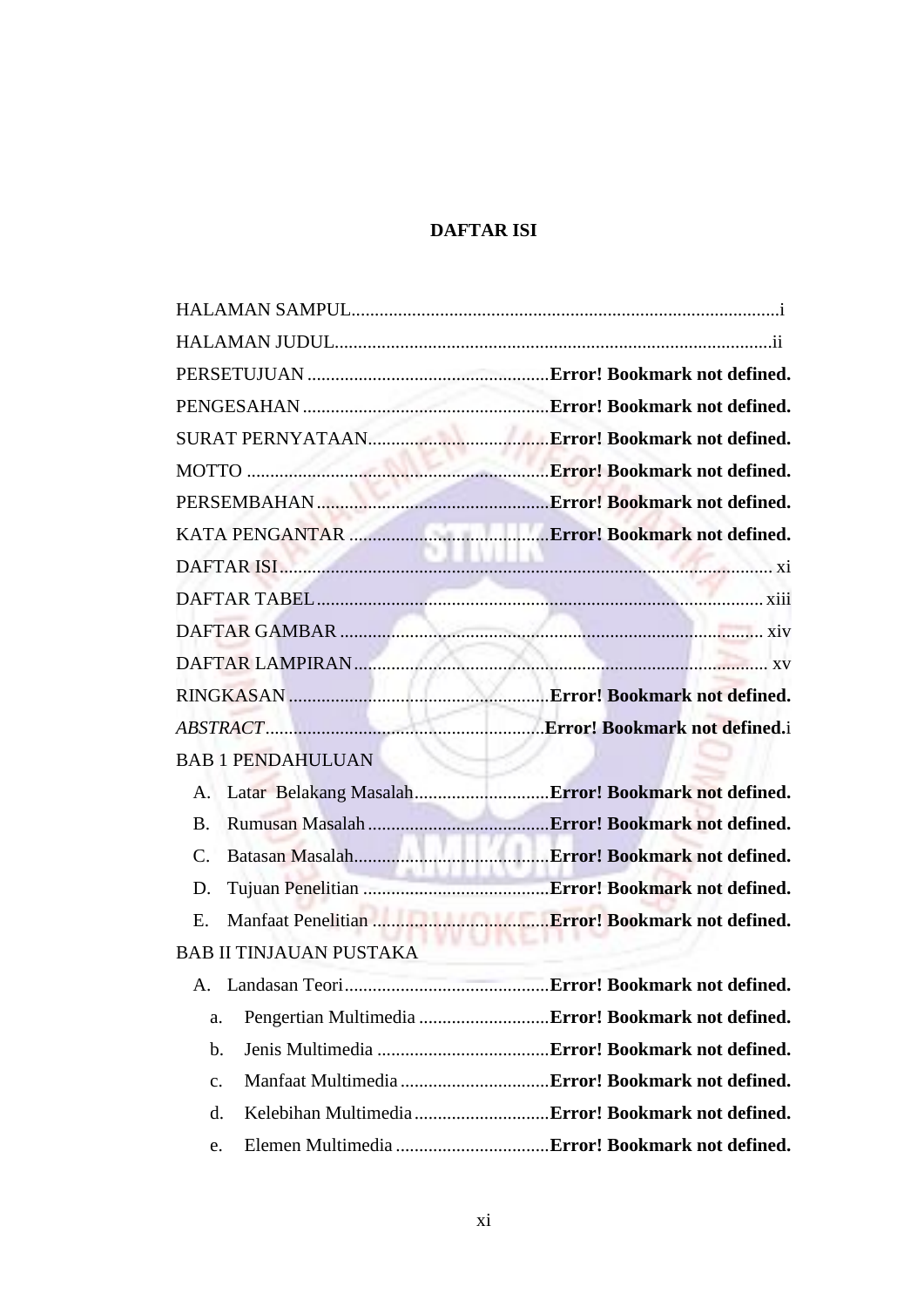# DAFTAR ISI

HALAMAN SAMPUL............................................................................................i

HALAMAN JUDUL............................................................................................ii

PERSETUJUAN ....................................................**Error! Bookmark not defined.**

PENGESAHAN ....................................................**Error! Bookmark not defined.**

SURAT PERNYATAAN.......................................**Error! Bookmark not defined.**

MOTTO ...............................................................**Error! Bookmark not defined.**

PERSEMBAHAN .................................................**Error! Bookmark not defined.**

KATA PENGANTAR ..........................................**Error! Bookmark not defined.**

DAFTAR ISI........................................................................................................ xi

DAFTAR TABEL.............................................................................................. xiii

DAFTAR GAMBAR .......................................................................................... xiv

DAFTAR LAMPIRAN......................................................................................... xv

RINGKASAN .......................................................**Error! Bookmark not defined.**

*ABSTRACT*...........................................................**Error! Bookmark not defined.**i

BAB 1 PENDAHULUAN

- A. Latar Belakang Masalah.............................**Error! Bookmark not defined.**
- B. Rumusan Masalah .......................................**Error! Bookmark not defined.**
- C. Batasan Masalah..........................................**Error! Bookmark not defined.**
- D. Tujuan Penelitian ........................................**Error! Bookmark not defined.**
- E. Manfaat Penelitian ......................................**Error! Bookmark not defined.**

BAB II TINJAUAN PUSTAKA

- A. Landasan Teori............................................**Error! Bookmark not defined.**
  - a. Pengertian Multimedia ............................**Error! Bookmark not defined.**
  - b. Jenis Multimedia .....................................**Error! Bookmark not defined.**
  - c. Manfaat Multimedia ................................**Error! Bookmark not defined.**
  - d. Kelebihan Multimedia .............................**Error! Bookmark not defined.**
  - e. Elemen Multimedia .................................**Error! Bookmark not defined.**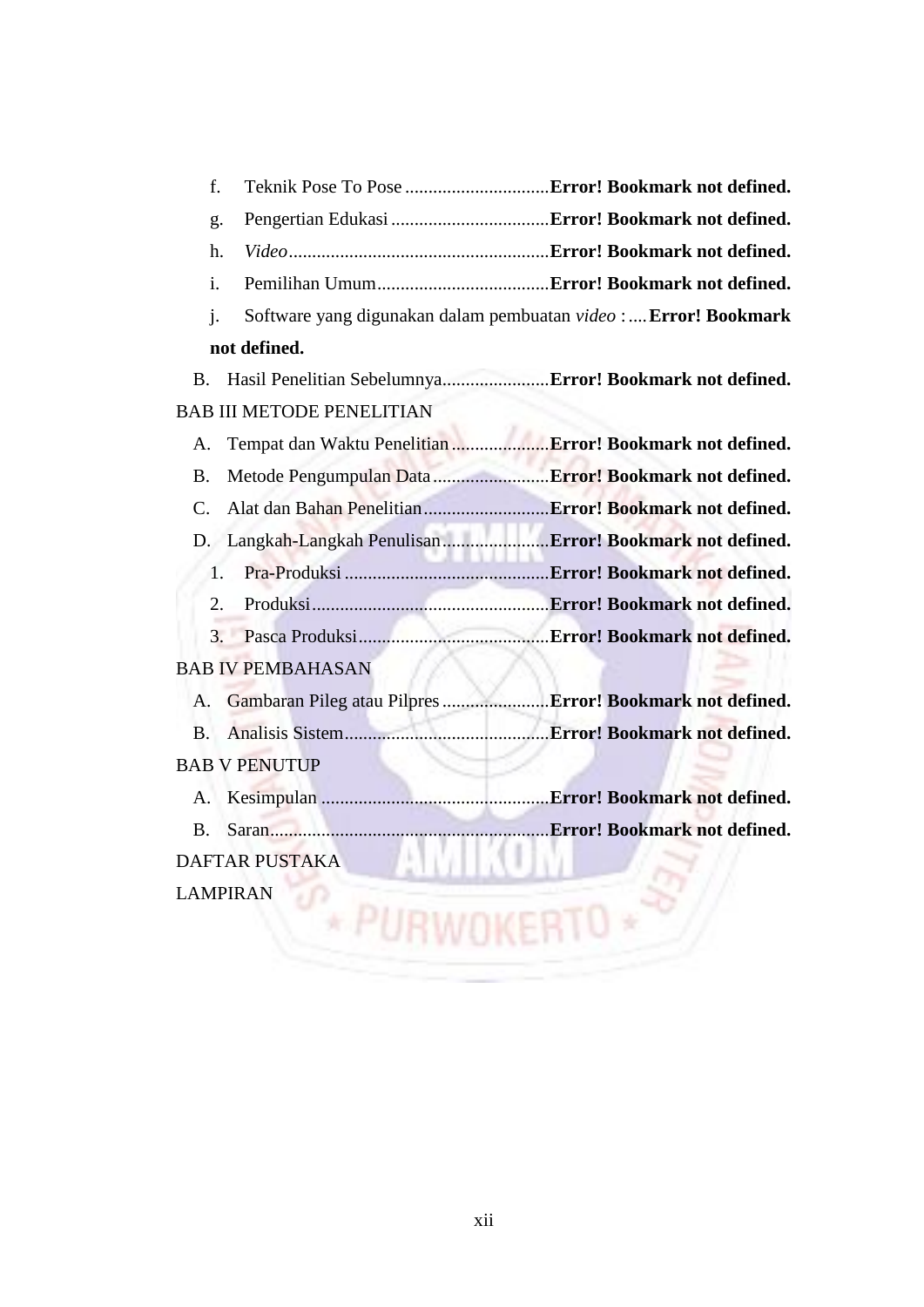f. Teknik Pose To Pose ............................... **Error! Bookmark not defined.**

g. Pengertian Edukasi .................................. **Error! Bookmark not defined.**

h. *Video* ........................................................ **Error! Bookmark not defined.**

i. Pemilihan Umum ..................................... **Error! Bookmark not defined.**

j. Software yang digunakan dalam pembuatan *video* : .... **Error! Bookmark not defined.**

B. Hasil Penelitian Sebelumnya ....................... **Error! Bookmark not defined.**

BAB III METODE PENELITIAN

A. Tempat dan Waktu Penelitian ..................... **Error! Bookmark not defined.**

B. Metode Pengumpulan Data ......................... **Error! Bookmark not defined.**

C. Alat dan Bahan Penelitian ........................... **Error! Bookmark not defined.**

D. Langkah-Langkah Penulisan ....................... **Error! Bookmark not defined.**

1. Pra-Produksi ............................................ **Error! Bookmark not defined.**

2. Produksi ................................................... **Error! Bookmark not defined.**

3. Pasca Produksi ......................................... **Error! Bookmark not defined.**

BAB IV PEMBAHASAN

A. Gambaran Pileg atau Pilpres ....................... **Error! Bookmark not defined.**

B. Analisis Sistem ............................................ **Error! Bookmark not defined.**

BAB V PENUTUP

A. Kesimpulan ................................................. **Error! Bookmark not defined.**

B. Saran ............................................................ **Error! Bookmark not defined.**

DAFTAR PUSTAKA

LAMPIRAN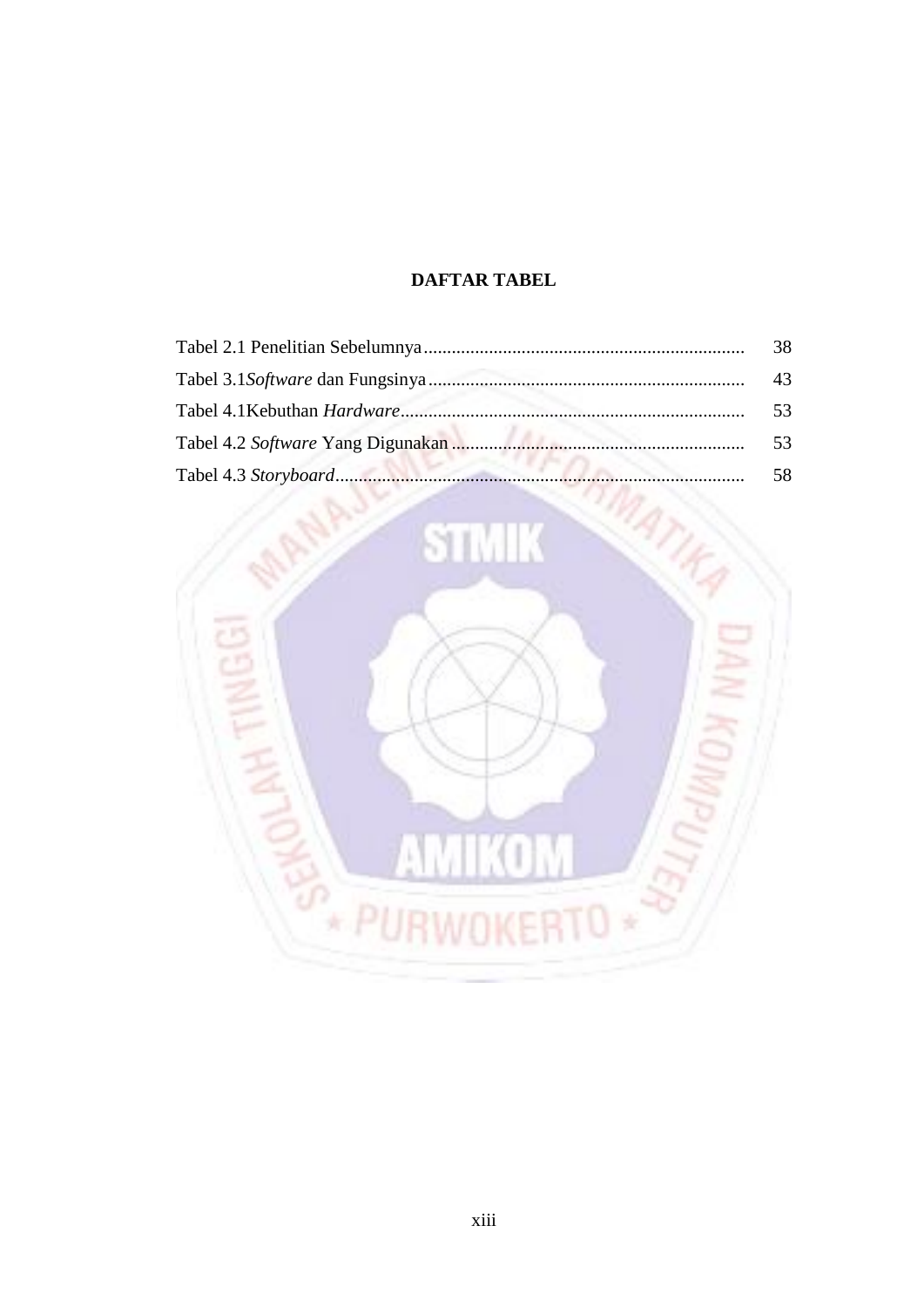# DAFTAR TABEL

Tabel 2.1 Penelitian Sebelumnya .................................................................... 38

Tabel 3.1*Software* dan Fungsinya ................................................................... 43

Tabel 4.1Kebuthan *Hardware*......................................................................... 53

Tabel 4.2 *Software* Yang Digunakan .............................................................. 53

Tabel 4.3 *Storyboard*...................................................................................... 58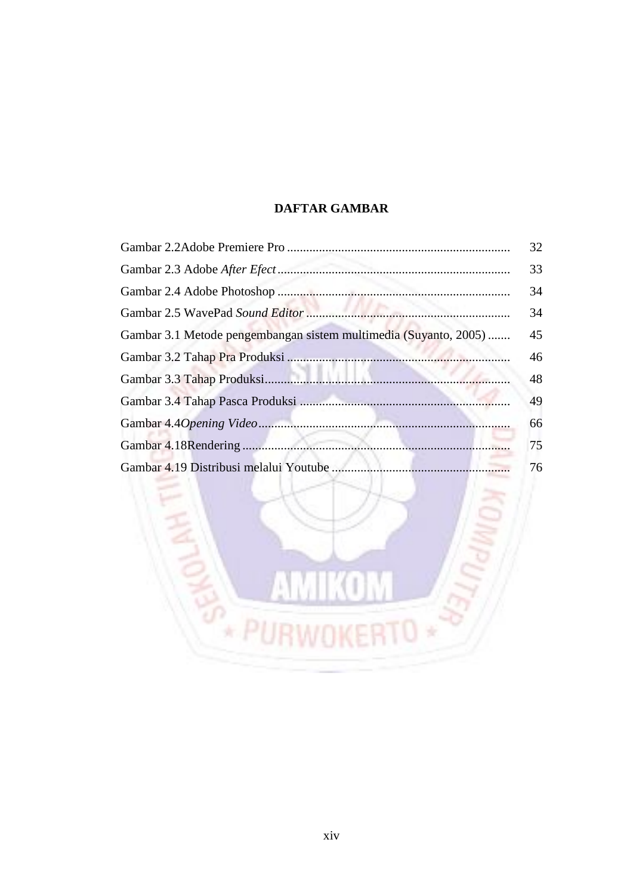# DAFTAR GAMBAR

| | |
|---|---|
| Gambar 2.2Adobe Premiere Pro | 32 |
| Gambar 2.3 Adobe *After Efect* | 33 |
| Gambar 2.4 Adobe Photoshop | 34 |
| Gambar 2.5 WavePad *Sound Editor* | 34 |
| Gambar 3.1 Metode pengembangan sistem multimedia (Suyanto, 2005) | 45 |
| Gambar 3.2 Tahap Pra Produksi | 46 |
| Gambar 3.3 Tahap Produksi | 48 |
| Gambar 3.4 Tahap Pasca Produksi | 49 |
| Gambar 4.4*Opening Video* | 66 |
| Gambar 4.18Rendering | 75 |
| Gambar 4.19 Distribusi melalui Youtube | 76 |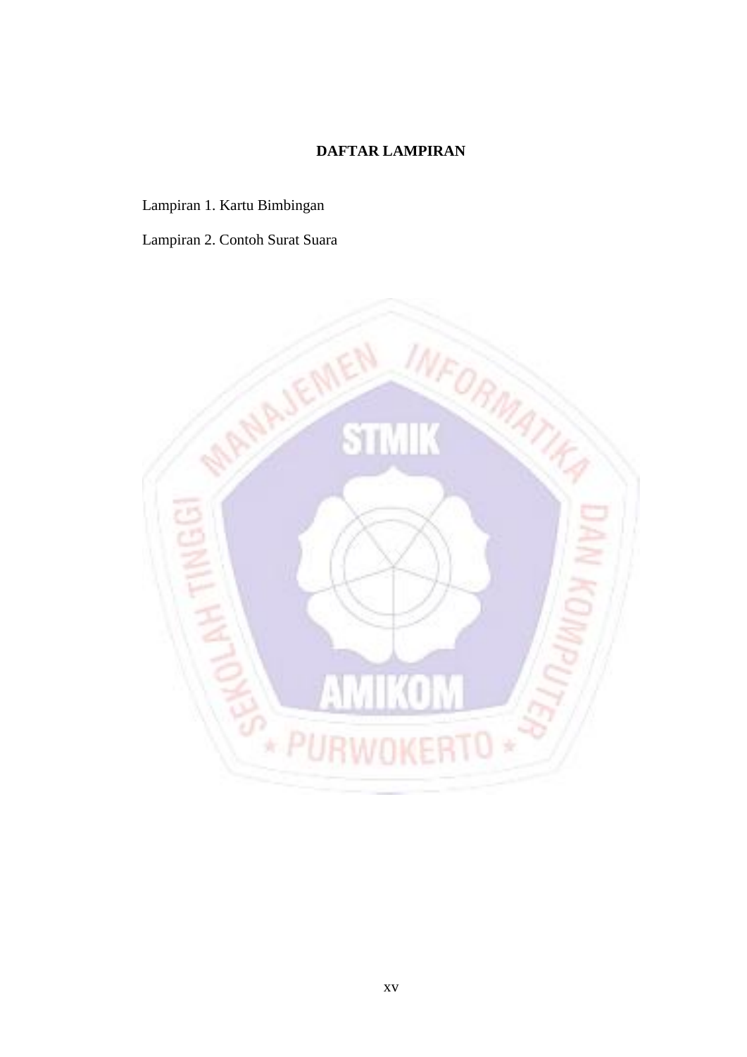# DAFTAR LAMPIRAN

Lampiran 1. Kartu Bimbingan

Lampiran 2. Contoh Surat Suara